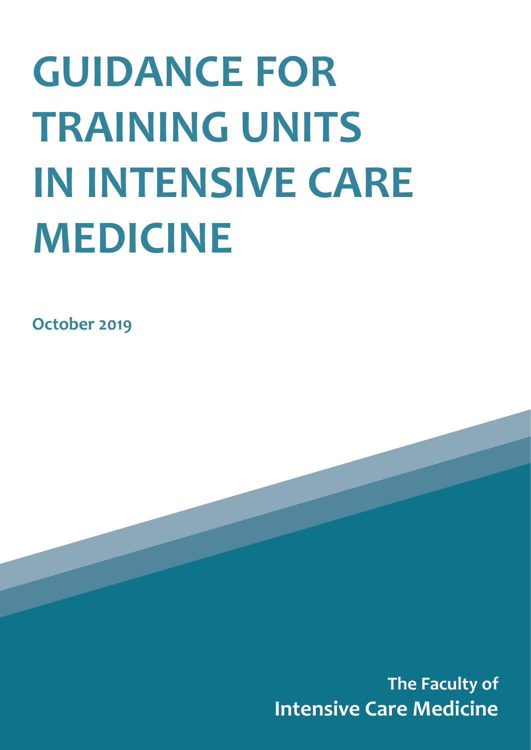# GUIDANCE FOR TRAINING UNITS IN INTENSIVE CARE MEDICINE

**October 2019**

**The Faculty of Intensive Care Medicine**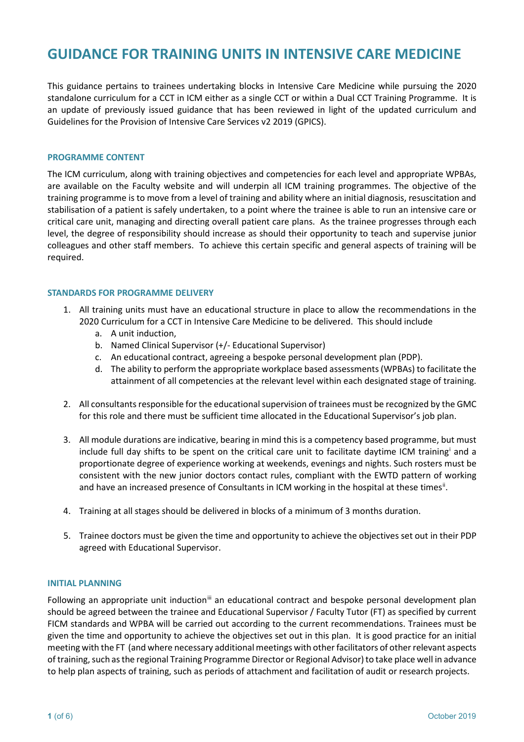# GUIDANCE FOR TRAINING UNITS IN INTENSIVE CARE MEDICINE

This guidance pertains to trainees undertaking blocks in Intensive Care Medicine while pursuing the 2020 standalone curriculum for a CCT in ICM either as a single CCT or within a Dual CCT Training Programme. It is an update of previously issued guidance that has been reviewed in light of the updated curriculum and Guidelines for the Provision of Intensive Care Services v2 2019 (GPICS).

### PROGRAMME CONTENT

The ICM curriculum, along with training objectives and competencies for each level and appropriate WPBAs, are available on the Faculty website and will underpin all ICM training programmes. The objective of the training programme is to move from a level of training and ability where an initial diagnosis, resuscitation and stabilisation of a patient is safely undertaken, to a point where the trainee is able to run an intensive care or critical care unit, managing and directing overall patient care plans. As the trainee progresses through each level, the degree of responsibility should increase as should their opportunity to teach and supervise junior colleagues and other staff members. To achieve this certain specific and general aspects of training will be required.

### STANDARDS FOR PROGRAMME DELIVERY

1. All training units must have an educational structure in place to allow the recommendations in the 2020 Curriculum for a CCT in Intensive Care Medicine to be delivered. This should include
   a. A unit induction,
   b. Named Clinical Supervisor (+/- Educational Supervisor)
   c. An educational contract, agreeing a bespoke personal development plan (PDP).
   d. The ability to perform the appropriate workplace based assessments (WPBAs) to facilitate the attainment of all competencies at the relevant level within each designated stage of training.

2. All consultants responsible for the educational supervision of trainees must be recognized by the GMC for this role and there must be sufficient time allocated in the Educational Supervisor's job plan.

3. All module durations are indicative, bearing in mind this is a competency based programme, but must include full day shifts to be spent on the critical care unit to facilitate daytime ICM training[i] and a proportionate degree of experience working at weekends, evenings and nights. Such rosters must be consistent with the new junior doctors contact rules, compliant with the EWTD pattern of working and have an increased presence of Consultants in ICM working in the hospital at these times[ii].

4. Training at all stages should be delivered in blocks of a minimum of 3 months duration.

5. Trainee doctors must be given the time and opportunity to achieve the objectives set out in their PDP agreed with Educational Supervisor.

### INITIAL PLANNING

Following an appropriate unit induction[iii] an educational contract and bespoke personal development plan should be agreed between the trainee and Educational Supervisor / Faculty Tutor (FT) as specified by current FICM standards and WPBA will be carried out according to the current recommendations. Trainees must be given the time and opportunity to achieve the objectives set out in this plan. It is good practice for an initial meeting with the FT (and where necessary additional meetings with other facilitators of other relevant aspects of training, such as the regional Training Programme Director or Regional Advisor) to take place well in advance to help plan aspects of training, such as periods of attachment and facilitation of audit or research projects.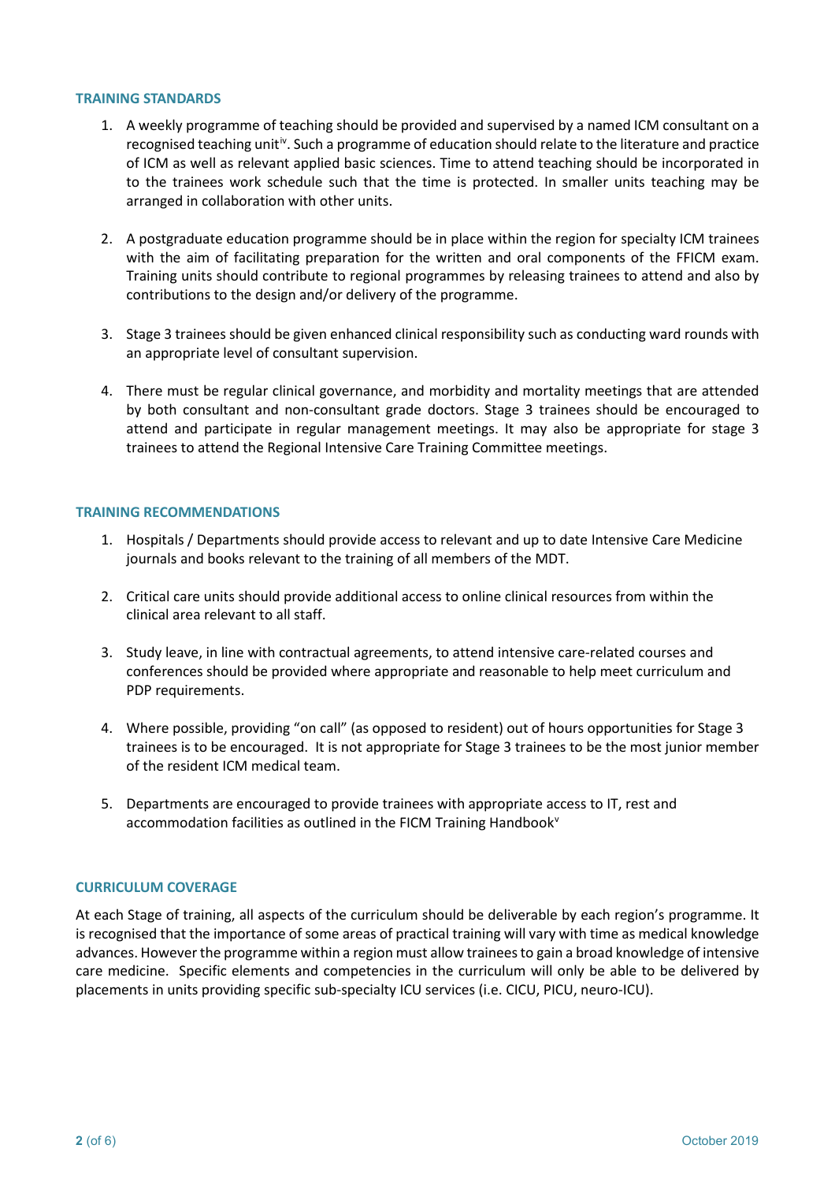## TRAINING STANDARDS

1. A weekly programme of teaching should be provided and supervised by a named ICM consultant on a recognised teaching unit[iv]. Such a programme of education should relate to the literature and practice of ICM as well as relevant applied basic sciences. Time to attend teaching should be incorporated in to the trainees work schedule such that the time is protected. In smaller units teaching may be arranged in collaboration with other units.

2. A postgraduate education programme should be in place within the region for specialty ICM trainees with the aim of facilitating preparation for the written and oral components of the FFICM exam. Training units should contribute to regional programmes by releasing trainees to attend and also by contributions to the design and/or delivery of the programme.

3. Stage 3 trainees should be given enhanced clinical responsibility such as conducting ward rounds with an appropriate level of consultant supervision.

4. There must be regular clinical governance, and morbidity and mortality meetings that are attended by both consultant and non-consultant grade doctors. Stage 3 trainees should be encouraged to attend and participate in regular management meetings. It may also be appropriate for stage 3 trainees to attend the Regional Intensive Care Training Committee meetings.

## TRAINING RECOMMENDATIONS

1. Hospitals / Departments should provide access to relevant and up to date Intensive Care Medicine journals and books relevant to the training of all members of the MDT.

2. Critical care units should provide additional access to online clinical resources from within the clinical area relevant to all staff.

3. Study leave, in line with contractual agreements, to attend intensive care-related courses and conferences should be provided where appropriate and reasonable to help meet curriculum and PDP requirements.

4. Where possible, providing "on call" (as opposed to resident) out of hours opportunities for Stage 3 trainees is to be encouraged. It is not appropriate for Stage 3 trainees to be the most junior member of the resident ICM medical team.

5. Departments are encouraged to provide trainees with appropriate access to IT, rest and accommodation facilities as outlined in the FICM Training Handbook[v]

## CURRICULUM COVERAGE

At each Stage of training, all aspects of the curriculum should be deliverable by each region's programme. It is recognised that the importance of some areas of practical training will vary with time as medical knowledge advances. However the programme within a region must allow trainees to gain a broad knowledge of intensive care medicine. Specific elements and competencies in the curriculum will only be able to be delivered by placements in units providing specific sub-specialty ICU services (i.e. CICU, PICU, neuro-ICU).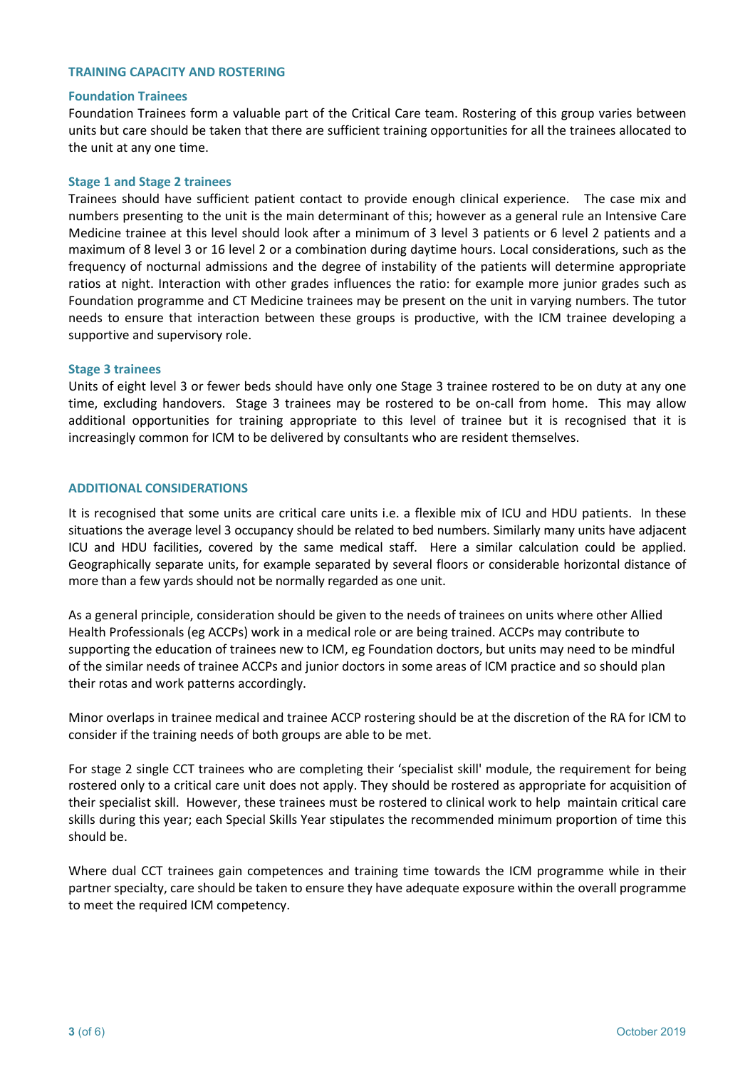## TRAINING CAPACITY AND ROSTERING

### Foundation Trainees

Foundation Trainees form a valuable part of the Critical Care team. Rostering of this group varies between units but care should be taken that there are sufficient training opportunities for all the trainees allocated to the unit at any one time.

### Stage 1 and Stage 2 trainees

Trainees should have sufficient patient contact to provide enough clinical experience. The case mix and numbers presenting to the unit is the main determinant of this; however as a general rule an Intensive Care Medicine trainee at this level should look after a minimum of 3 level 3 patients or 6 level 2 patients and a maximum of 8 level 3 or 16 level 2 or a combination during daytime hours. Local considerations, such as the frequency of nocturnal admissions and the degree of instability of the patients will determine appropriate ratios at night. Interaction with other grades influences the ratio: for example more junior grades such as Foundation programme and CT Medicine trainees may be present on the unit in varying numbers. The tutor needs to ensure that interaction between these groups is productive, with the ICM trainee developing a supportive and supervisory role.

### Stage 3 trainees

Units of eight level 3 or fewer beds should have only one Stage 3 trainee rostered to be on duty at any one time, excluding handovers. Stage 3 trainees may be rostered to be on-call from home. This may allow additional opportunities for training appropriate to this level of trainee but it is recognised that it is increasingly common for ICM to be delivered by consultants who are resident themselves.

## ADDITIONAL CONSIDERATIONS

It is recognised that some units are critical care units i.e. a flexible mix of ICU and HDU patients. In these situations the average level 3 occupancy should be related to bed numbers. Similarly many units have adjacent ICU and HDU facilities, covered by the same medical staff. Here a similar calculation could be applied. Geographically separate units, for example separated by several floors or considerable horizontal distance of more than a few yards should not be normally regarded as one unit.

As a general principle, consideration should be given to the needs of trainees on units where other Allied Health Professionals (eg ACCPs) work in a medical role or are being trained. ACCPs may contribute to supporting the education of trainees new to ICM, eg Foundation doctors, but units may need to be mindful of the similar needs of trainee ACCPs and junior doctors in some areas of ICM practice and so should plan their rotas and work patterns accordingly.

Minor overlaps in trainee medical and trainee ACCP rostering should be at the discretion of the RA for ICM to consider if the training needs of both groups are able to be met.

For stage 2 single CCT trainees who are completing their 'specialist skill' module, the requirement for being rostered only to a critical care unit does not apply. They should be rostered as appropriate for acquisition of their specialist skill. However, these trainees must be rostered to clinical work to help maintain critical care skills during this year; each Special Skills Year stipulates the recommended minimum proportion of time this should be.

Where dual CCT trainees gain competences and training time towards the ICM programme while in their partner specialty, care should be taken to ensure they have adequate exposure within the overall programme to meet the required ICM competency.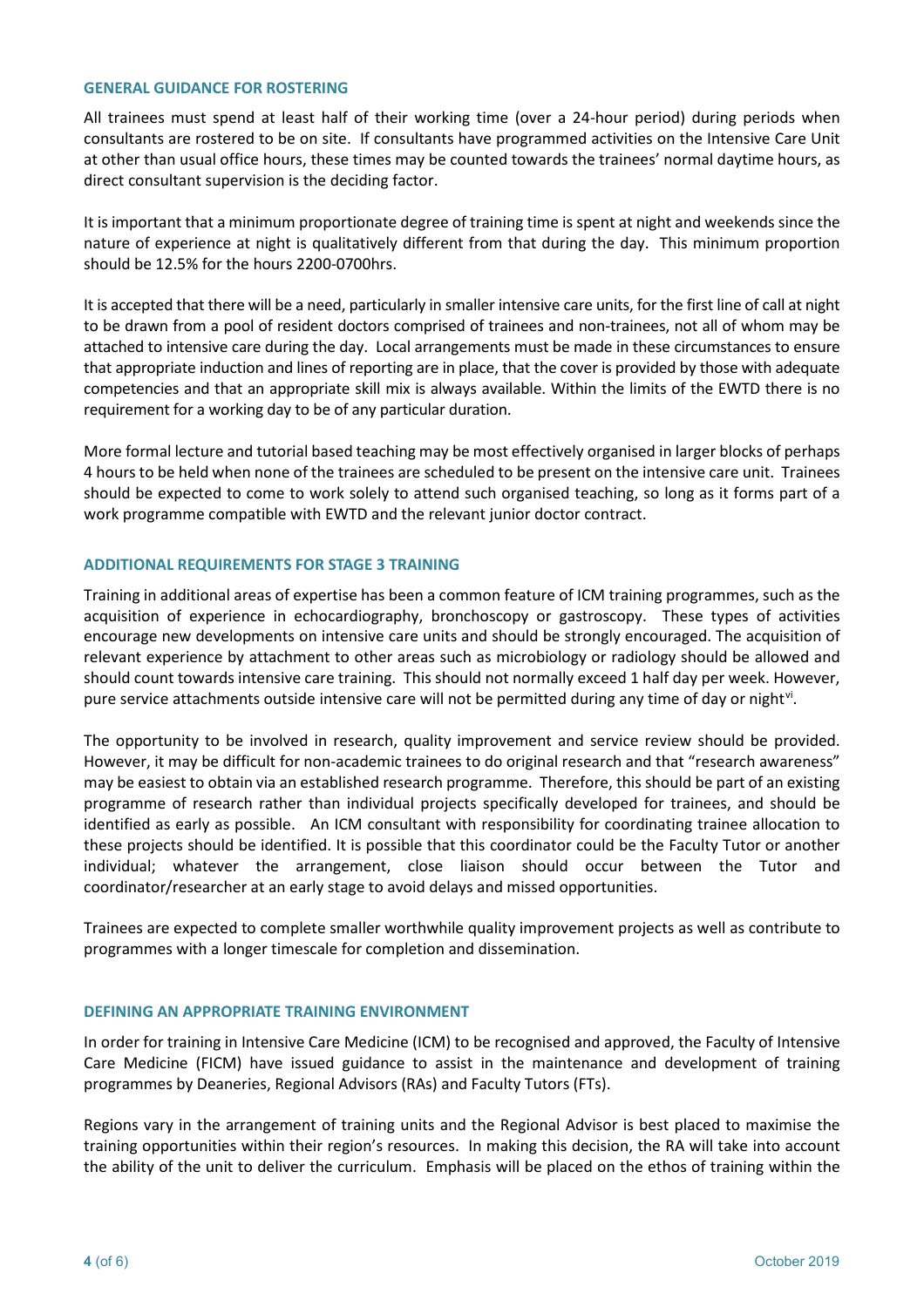### GENERAL GUIDANCE FOR ROSTERING

All trainees must spend at least half of their working time (over a 24-hour period) during periods when consultants are rostered to be on site. If consultants have programmed activities on the Intensive Care Unit at other than usual office hours, these times may be counted towards the trainees' normal daytime hours, as direct consultant supervision is the deciding factor.

It is important that a minimum proportionate degree of training time is spent at night and weekends since the nature of experience at night is qualitatively different from that during the day. This minimum proportion should be 12.5% for the hours 2200-0700hrs.

It is accepted that there will be a need, particularly in smaller intensive care units, for the first line of call at night to be drawn from a pool of resident doctors comprised of trainees and non-trainees, not all of whom may be attached to intensive care during the day. Local arrangements must be made in these circumstances to ensure that appropriate induction and lines of reporting are in place, that the cover is provided by those with adequate competencies and that an appropriate skill mix is always available. Within the limits of the EWTD there is no requirement for a working day to be of any particular duration.

More formal lecture and tutorial based teaching may be most effectively organised in larger blocks of perhaps 4 hours to be held when none of the trainees are scheduled to be present on the intensive care unit. Trainees should be expected to come to work solely to attend such organised teaching, so long as it forms part of a work programme compatible with EWTD and the relevant junior doctor contract.

### ADDITIONAL REQUIREMENTS FOR STAGE 3 TRAINING

Training in additional areas of expertise has been a common feature of ICM training programmes, such as the acquisition of experience in echocardiography, bronchoscopy or gastroscopy. These types of activities encourage new developments on intensive care units and should be strongly encouraged. The acquisition of relevant experience by attachment to other areas such as microbiology or radiology should be allowed and should count towards intensive care training. This should not normally exceed 1 half day per week. However, pure service attachments outside intensive care will not be permitted during any time of day or night[vi].

The opportunity to be involved in research, quality improvement and service review should be provided. However, it may be difficult for non-academic trainees to do original research and that "research awareness" may be easiest to obtain via an established research programme. Therefore, this should be part of an existing programme of research rather than individual projects specifically developed for trainees, and should be identified as early as possible. An ICM consultant with responsibility for coordinating trainee allocation to these projects should be identified. It is possible that this coordinator could be the Faculty Tutor or another individual; whatever the arrangement, close liaison should occur between the Tutor and coordinator/researcher at an early stage to avoid delays and missed opportunities.

Trainees are expected to complete smaller worthwhile quality improvement projects as well as contribute to programmes with a longer timescale for completion and dissemination.

### DEFINING AN APPROPRIATE TRAINING ENVIRONMENT

In order for training in Intensive Care Medicine (ICM) to be recognised and approved, the Faculty of Intensive Care Medicine (FICM) have issued guidance to assist in the maintenance and development of training programmes by Deaneries, Regional Advisors (RAs) and Faculty Tutors (FTs).

Regions vary in the arrangement of training units and the Regional Advisor is best placed to maximise the training opportunities within their region's resources. In making this decision, the RA will take into account the ability of the unit to deliver the curriculum. Emphasis will be placed on the ethos of training within the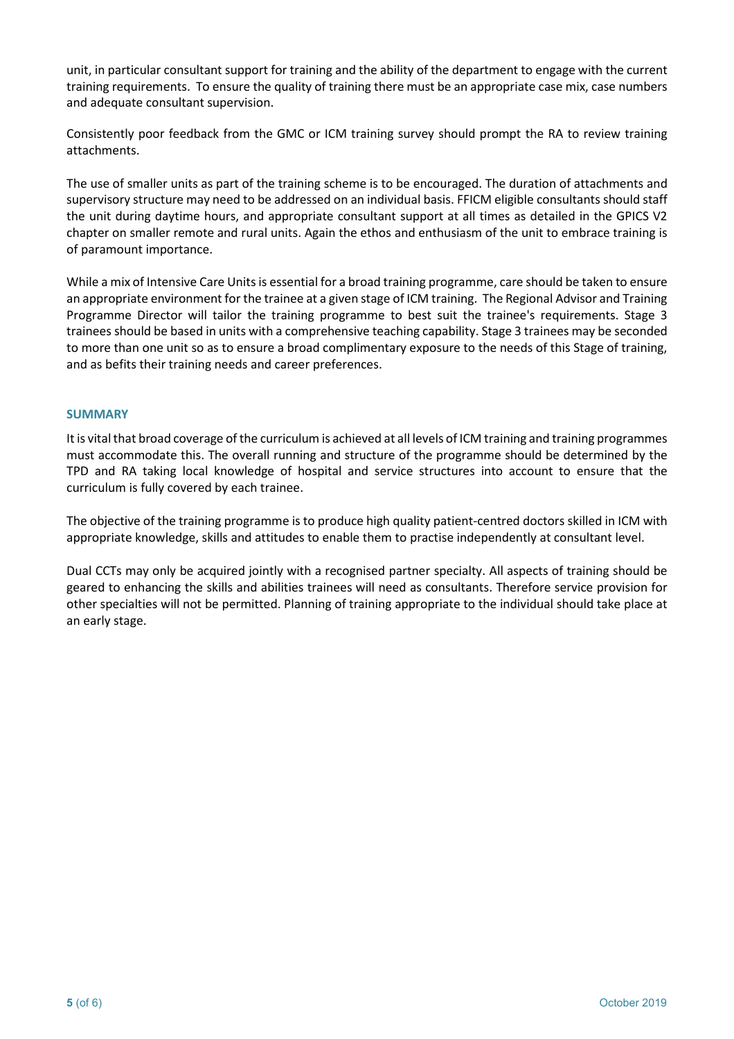unit, in particular consultant support for training and the ability of the department to engage with the current training requirements. To ensure the quality of training there must be an appropriate case mix, case numbers and adequate consultant supervision.

Consistently poor feedback from the GMC or ICM training survey should prompt the RA to review training attachments.

The use of smaller units as part of the training scheme is to be encouraged. The duration of attachments and supervisory structure may need to be addressed on an individual basis. FFICM eligible consultants should staff the unit during daytime hours, and appropriate consultant support at all times as detailed in the GPICS V2 chapter on smaller remote and rural units. Again the ethos and enthusiasm of the unit to embrace training is of paramount importance.

While a mix of Intensive Care Units is essential for a broad training programme, care should be taken to ensure an appropriate environment for the trainee at a given stage of ICM training. The Regional Advisor and Training Programme Director will tailor the training programme to best suit the trainee's requirements. Stage 3 trainees should be based in units with a comprehensive teaching capability. Stage 3 trainees may be seconded to more than one unit so as to ensure a broad complimentary exposure to the needs of this Stage of training, and as befits their training needs and career preferences.

## SUMMARY

It is vital that broad coverage of the curriculum is achieved at all levels of ICM training and training programmes must accommodate this. The overall running and structure of the programme should be determined by the TPD and RA taking local knowledge of hospital and service structures into account to ensure that the curriculum is fully covered by each trainee.

The objective of the training programme is to produce high quality patient-centred doctors skilled in ICM with appropriate knowledge, skills and attitudes to enable them to practise independently at consultant level.

Dual CCTs may only be acquired jointly with a recognised partner specialty. All aspects of training should be geared to enhancing the skills and abilities trainees will need as consultants. Therefore service provision for other specialties will not be permitted. Planning of training appropriate to the individual should take place at an early stage.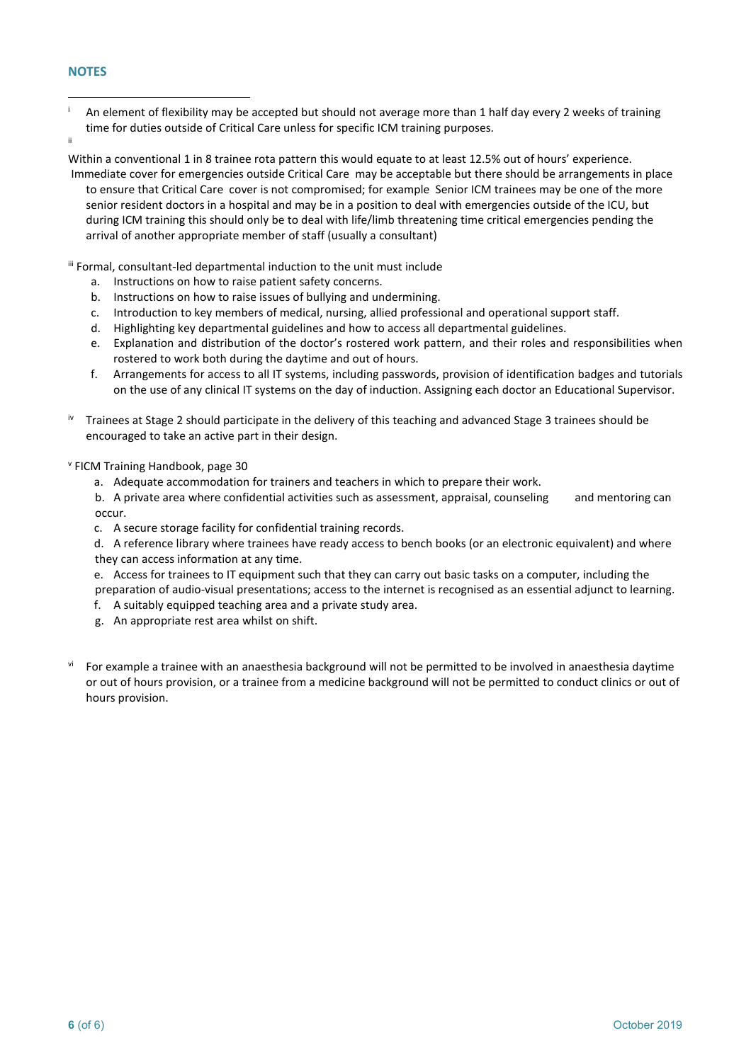## NOTES

[i] An element of flexibility may be accepted but should not average more than 1 half day every 2 weeks of training time for duties outside of Critical Care unless for specific ICM training purposes.

[ii]

Within a conventional 1 in 8 trainee rota pattern this would equate to at least 12.5% out of hours' experience.
Immediate cover for emergencies outside Critical Care may be acceptable but there should be arrangements in place to ensure that Critical Care cover is not compromised; for example Senior ICM trainees may be one of the more senior resident doctors in a hospital and may be in a position to deal with emergencies outside of the ICU, but during ICM training this should only be to deal with life/limb threatening time critical emergencies pending the arrival of another appropriate member of staff (usually a consultant)

[iii] Formal, consultant-led departmental induction to the unit must include

a. Instructions on how to raise patient safety concerns.
b. Instructions on how to raise issues of bullying and undermining.
c. Introduction to key members of medical, nursing, allied professional and operational support staff.
d. Highlighting key departmental guidelines and how to access all departmental guidelines.
e. Explanation and distribution of the doctor's rostered work pattern, and their roles and responsibilities when rostered to work both during the daytime and out of hours.
f. Arrangements for access to all IT systems, including passwords, provision of identification badges and tutorials on the use of any clinical IT systems on the day of induction. Assigning each doctor an Educational Supervisor.

[iv] Trainees at Stage 2 should participate in the delivery of this teaching and advanced Stage 3 trainees should be encouraged to take an active part in their design.

[v] FICM Training Handbook, page 30

a. Adequate accommodation for trainers and teachers in which to prepare their work.
b. A private area where confidential activities such as assessment, appraisal, counseling and mentoring can occur.
c. A secure storage facility for confidential training records.
d. A reference library where trainees have ready access to bench books (or an electronic equivalent) and where they can access information at any time.
e. Access for trainees to IT equipment such that they can carry out basic tasks on a computer, including the preparation of audio-visual presentations; access to the internet is recognised as an essential adjunct to learning.
f. A suitably equipped teaching area and a private study area.
g. An appropriate rest area whilst on shift.

[vi] For example a trainee with an anaesthesia background will not be permitted to be involved in anaesthesia daytime or out of hours provision, or a trainee from a medicine background will not be permitted to conduct clinics or out of hours provision.